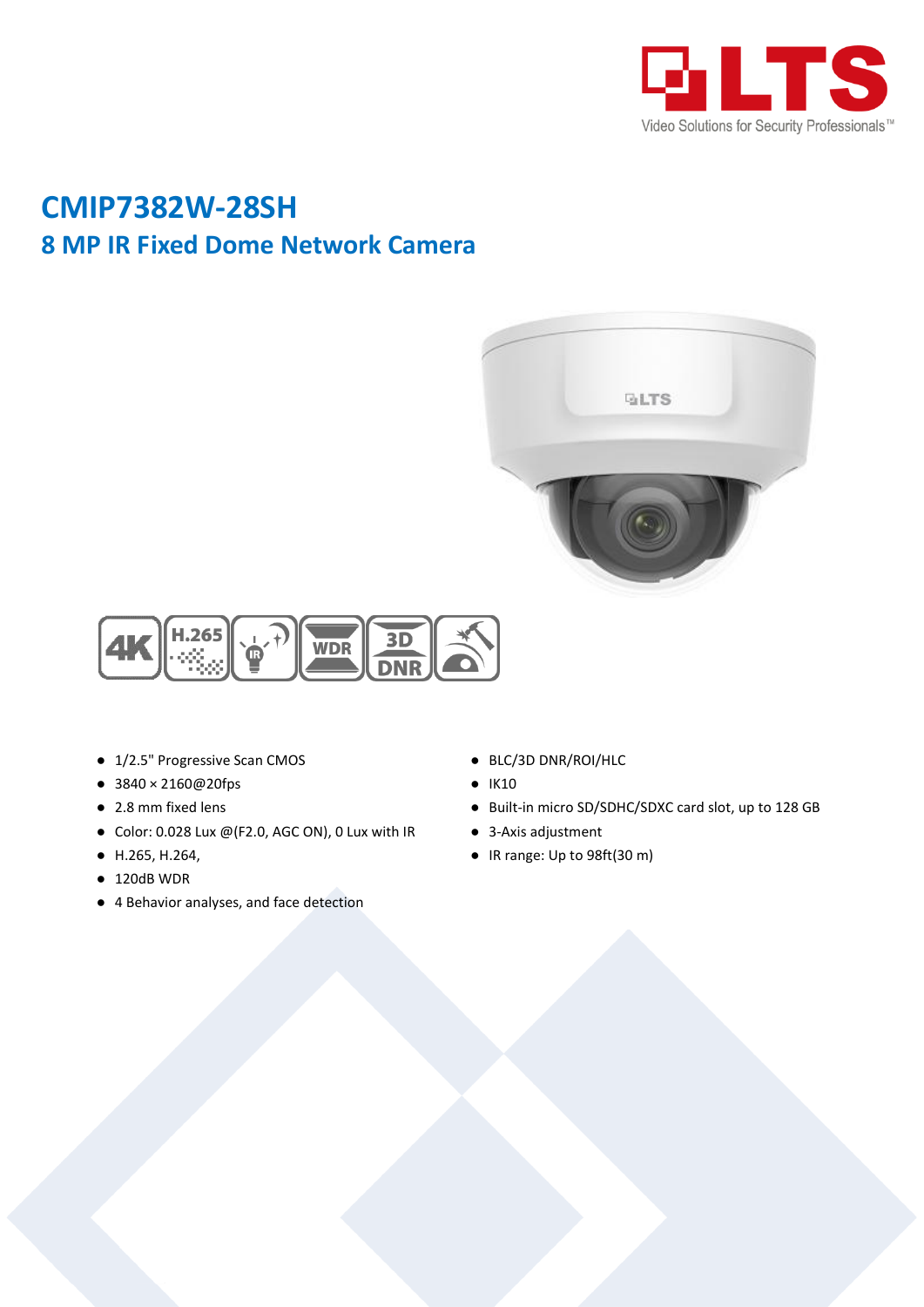# CMIP7382W-28SH

## 8 MP IR Fixed Dome Network Camera

- 1/2.5" Progressive Scan CMOS
- 3840 × 2160@20fps
- 2.8 mm fixed lens
- Color: 0.028 Lux @(F2.0, AGC ON), 0 Lux with IR
- H.265, H.264,
- 120dB WDR
- 4 Behavior analyses, and face detection
- BLC/3D DNR/ROI/HLC
- IK10
- Built-in micro SD/SDHC/SDXC card slot, up to 128 GB
- 3-Axis adjustment
- IR range: Up to 98ft(30 m)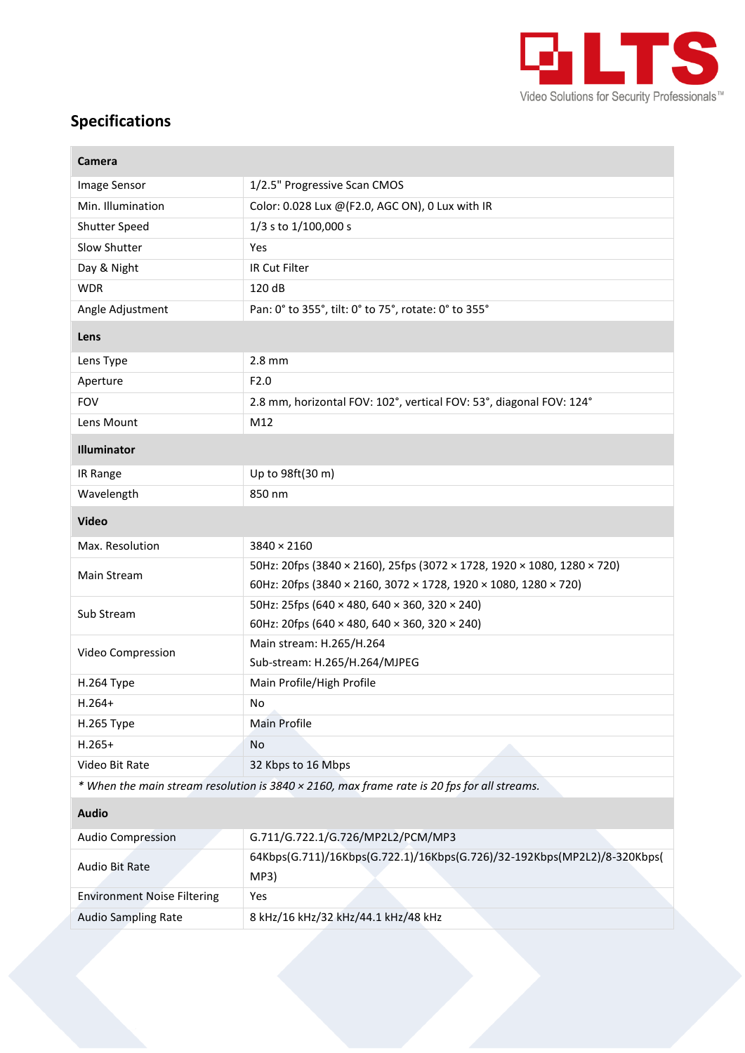## Specifications

| Camera | |
|---|---|
| Image Sensor | 1/2.5" Progressive Scan CMOS |
| Min. Illumination | Color: 0.028 Lux @(F2.0, AGC ON), 0 Lux with IR |
| Shutter Speed | 1/3 s to 1/100,000 s |
| Slow Shutter | Yes |
| Day & Night | IR Cut Filter |
| WDR | 120 dB |
| Angle Adjustment | Pan: 0° to 355°, tilt: 0° to 75°, rotate: 0° to 355° |
| **Lens** | |
| Lens Type | 2.8 mm |
| Aperture | F2.0 |
| FOV | 2.8 mm, horizontal FOV: 102°, vertical FOV: 53°, diagonal FOV: 124° |
| Lens Mount | M12 |
| **Illuminator** | |
| IR Range | Up to 98ft(30 m) |
| Wavelength | 850 nm |
| **Video** | |
| Max. Resolution | 3840 × 2160 |
| Main Stream | 50Hz: 20fps (3840 × 2160), 25fps (3072 × 1728, 1920 × 1080, 1280 × 720)<br>60Hz: 20fps (3840 × 2160, 3072 × 1728, 1920 × 1080, 1280 × 720) |
| Sub Stream | 50Hz: 25fps (640 × 480, 640 × 360, 320 × 240)<br>60Hz: 20fps (640 × 480, 640 × 360, 320 × 240) |
| Video Compression | Main stream: H.265/H.264<br>Sub-stream: H.265/H.264/MJPEG |
| H.264 Type | Main Profile/High Profile |
| H.264+ | No |
| H.265 Type | Main Profile |
| H.265+ | No |
| Video Bit Rate | 32 Kbps to 16 Mbps |
| *\* When the main stream resolution is 3840 × 2160, max frame rate is 20 fps for all streams.* | |
| **Audio** | |
| Audio Compression | G.711/G.722.1/G.726/MP2L2/PCM/MP3 |
| Audio Bit Rate | 64Kbps(G.711)/16Kbps(G.722.1)/16Kbps(G.726)/32-192Kbps(MP2L2)/8-320Kbps(MP3) |
| Environment Noise Filtering | Yes |
| Audio Sampling Rate | 8 kHz/16 kHz/32 kHz/44.1 kHz/48 kHz |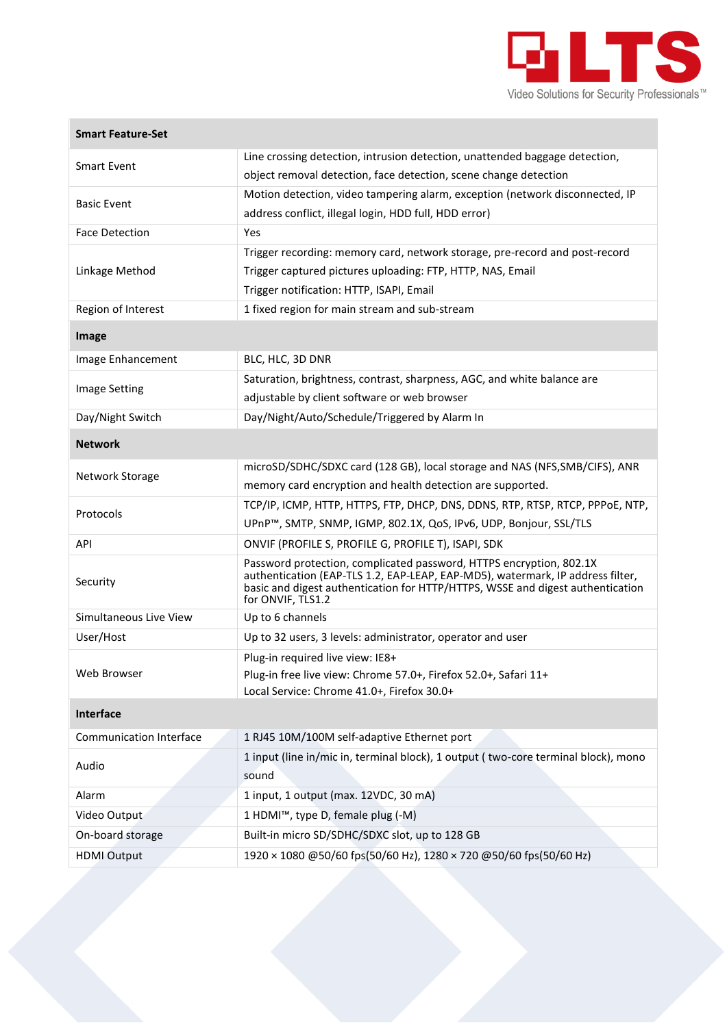| Smart Feature-Set | |
|---|---|
| Smart Event | Line crossing detection, intrusion detection, unattended baggage detection, object removal detection, face detection, scene change detection |
| Basic Event | Motion detection, video tampering alarm, exception (network disconnected, IP address conflict, illegal login, HDD full, HDD error) |
| Face Detection | Yes |
| Linkage Method | Trigger recording: memory card, network storage, pre-record and post-record<br>Trigger captured pictures uploading: FTP, HTTP, NAS, Email<br>Trigger notification: HTTP, ISAPI, Email |
| Region of Interest | 1 fixed region for main stream and sub-stream |
| **Image** | |
| Image Enhancement | BLC, HLC, 3D DNR |
| Image Setting | Saturation, brightness, contrast, sharpness, AGC, and white balance are adjustable by client software or web browser |
| Day/Night Switch | Day/Night/Auto/Schedule/Triggered by Alarm In |
| **Network** | |
| Network Storage | microSD/SDHC/SDXC card (128 GB), local storage and NAS (NFS,SMB/CIFS), ANR memory card encryption and health detection are supported. |
| Protocols | TCP/IP, ICMP, HTTP, HTTPS, FTP, DHCP, DNS, DDNS, RTP, RTSP, RTCP, PPPoE, NTP, UPnP™, SMTP, SNMP, IGMP, 802.1X, QoS, IPv6, UDP, Bonjour, SSL/TLS |
| API | ONVIF (PROFILE S, PROFILE G, PROFILE T), ISAPI, SDK |
| Security | Password protection, complicated password, HTTPS encryption, 802.1X authentication (EAP-TLS 1.2, EAP-LEAP, EAP-MD5), watermark, IP address filter, basic and digest authentication for HTTP/HTTPS, WSSE and digest authentication for ONVIF, TLS1.2 |
| Simultaneous Live View | Up to 6 channels |
| User/Host | Up to 32 users, 3 levels: administrator, operator and user |
| Web Browser | Plug-in required live view: IE8+<br>Plug-in free live view: Chrome 57.0+, Firefox 52.0+, Safari 11+<br>Local Service: Chrome 41.0+, Firefox 30.0+ |
| **Interface** | |
| Communication Interface | 1 RJ45 10M/100M self-adaptive Ethernet port |
| Audio | 1 input (line in/mic in, terminal block), 1 output ( two-core terminal block), mono sound |
| Alarm | 1 input, 1 output (max. 12VDC, 30 mA) |
| Video Output | 1 HDMI™, type D, female plug (-M) |
| On-board storage | Built-in micro SD/SDHC/SDXC slot, up to 128 GB |
| HDMI Output | 1920 × 1080 @50/60 fps(50/60 Hz), 1280 × 720 @50/60 fps(50/60 Hz) |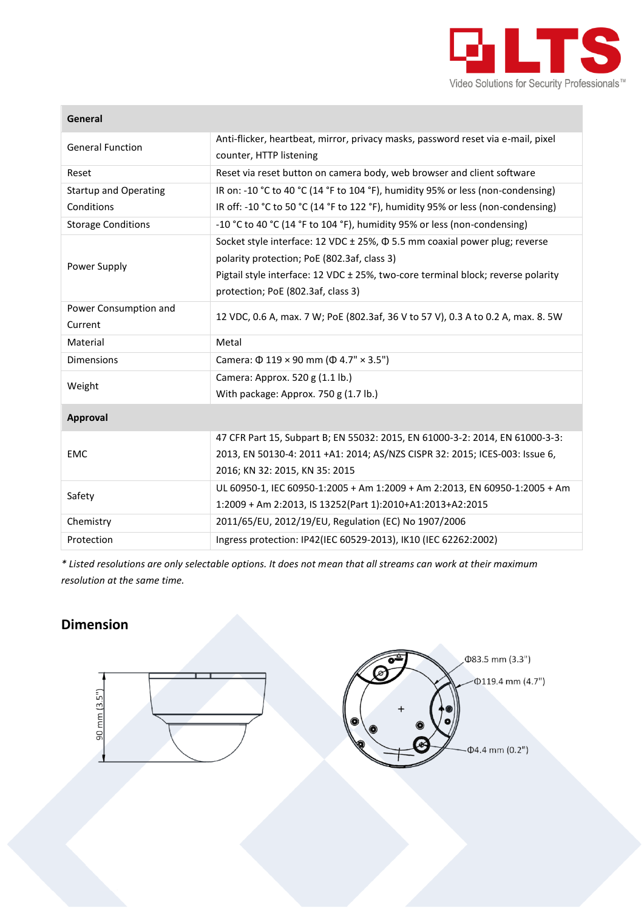| | |
|---|---|
| **General** | |
| General Function | Anti-flicker, heartbeat, mirror, privacy masks, password reset via e-mail, pixel counter, HTTP listening |
| Reset | Reset via reset button on camera body, web browser and client software |
| Startup and Operating Conditions | IR on: -10 °C to 40 °C (14 °F to 104 °F), humidity 95% or less (non-condensing)<br>IR off: -10 °C to 50 °C (14 °F to 122 °F), humidity 95% or less (non-condensing) |
| Storage Conditions | -10 °C to 40 °C (14 °F to 104 °F), humidity 95% or less (non-condensing) |
| Power Supply | Socket style interface: 12 VDC ± 25%, Φ 5.5 mm coaxial power plug; reverse polarity protection; PoE (802.3af, class 3)<br>Pigtail style interface: 12 VDC ± 25%, two-core terminal block; reverse polarity protection; PoE (802.3af, class 3) |
| Power Consumption and Current | 12 VDC, 0.6 A, max. 7 W; PoE (802.3af, 36 V to 57 V), 0.3 A to 0.2 A, max. 8. 5W |
| Material | Metal |
| Dimensions | Camera: Φ 119 × 90 mm (Φ 4.7" × 3.5") |
| Weight | Camera: Approx. 520 g (1.1 lb.)<br>With package: Approx. 750 g (1.7 lb.) |
| **Approval** | |
| EMC | 47 CFR Part 15, Subpart B; EN 55032: 2015, EN 61000-3-2: 2014, EN 61000-3-3: 2013, EN 50130-4: 2011 +A1: 2014; AS/NZS CISPR 32: 2015; ICES-003: Issue 6, 2016; KN 32: 2015, KN 35: 2015 |
| Safety | UL 60950-1, IEC 60950-1:2005 + Am 1:2009 + Am 2:2013, EN 60950-1:2005 + Am 1:2009 + Am 2:2013, IS 13252(Part 1):2010+A1:2013+A2:2015 |
| Chemistry | 2011/65/EU, 2012/19/EU, Regulation (EC) No 1907/2006 |
| Protection | Ingress protection: IP42(IEC 60529-2013), IK10 (IEC 62262:2002) |

*\* Listed resolutions are only selectable options. It does not mean that all streams can work at their maximum resolution at the same time.*

## Dimension

90 mm (3.5")

Φ83.5 mm (3.3")

Φ119.4 mm (4.7")

Φ4.4 mm (0.2")